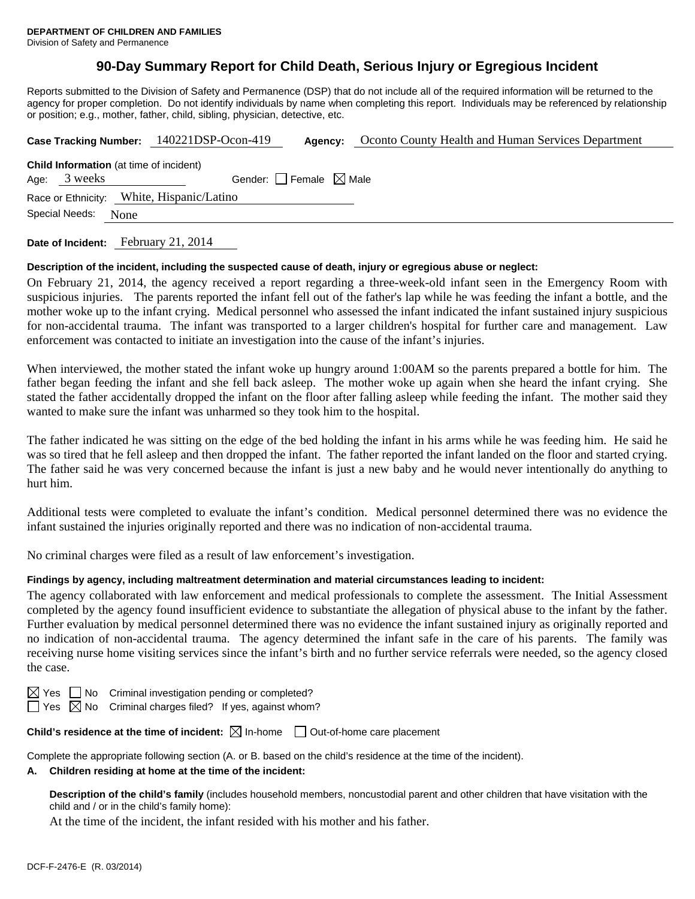**DEPARTMENT OF CHILDREN AND FAMILIES**
Division of Safety and Permanence

# 90-Day Summary Report for Child Death, Serious Injury or Egregious Incident

Reports submitted to the Division of Safety and Permanence (DSP) that do not include all of the required information will be returned to the agency for proper completion. Do not identify individuals by name when completing this report. Individuals may be referenced by relationship or position; e.g., mother, father, child, sibling, physician, detective, etc.

**Case Tracking Number:** 140221DSP-Ocon-419 **Agency:** Oconto County Health and Human Services Department

**Child Information** (at time of incident)

Age: 3 weeks Gender: ☐ Female ☒ Male

Race or Ethnicity: White, Hispanic/Latino

Special Needs: None

**Date of Incident:** February 21, 2014

**Description of the incident, including the suspected cause of death, injury or egregious abuse or neglect:**

On February 21, 2014, the agency received a report regarding a three-week-old infant seen in the Emergency Room with suspicious injuries. The parents reported the infant fell out of the father's lap while he was feeding the infant a bottle, and the mother woke up to the infant crying. Medical personnel who assessed the infant indicated the infant sustained injury suspicious for non-accidental trauma. The infant was transported to a larger children's hospital for further care and management. Law enforcement was contacted to initiate an investigation into the cause of the infant's injuries.

When interviewed, the mother stated the infant woke up hungry around 1:00AM so the parents prepared a bottle for him. The father began feeding the infant and she fell back asleep. The mother woke up again when she heard the infant crying. She stated the father accidentally dropped the infant on the floor after falling asleep while feeding the infant. The mother said they wanted to make sure the infant was unharmed so they took him to the hospital.

The father indicated he was sitting on the edge of the bed holding the infant in his arms while he was feeding him. He said he was so tired that he fell asleep and then dropped the infant. The father reported the infant landed on the floor and started crying. The father said he was very concerned because the infant is just a new baby and he would never intentionally do anything to hurt him.

Additional tests were completed to evaluate the infant's condition. Medical personnel determined there was no evidence the infant sustained the injuries originally reported and there was no indication of non-accidental trauma.

No criminal charges were filed as a result of law enforcement's investigation.

**Findings by agency, including maltreatment determination and material circumstances leading to incident:**

The agency collaborated with law enforcement and medical professionals to complete the assessment. The Initial Assessment completed by the agency found insufficient evidence to substantiate the allegation of physical abuse to the infant by the father. Further evaluation by medical personnel determined there was no evidence the infant sustained injury as originally reported and no indication of non-accidental trauma. The agency determined the infant safe in the care of his parents. The family was receiving nurse home visiting services since the infant's birth and no further service referrals were needed, so the agency closed the case.

☒ Yes ☐ No Criminal investigation pending or completed?

☐ Yes ☒ No Criminal charges filed? If yes, against whom?

**Child's residence at the time of incident:** ☒ In-home ☐ Out-of-home care placement

Complete the appropriate following section (A. or B. based on the child's residence at the time of the incident).

**A. Children residing at home at the time of the incident:**

**Description of the child's family** (includes household members, noncustodial parent and other children that have visitation with the child and / or in the child's family home):

At the time of the incident, the infant resided with his mother and his father.

DCF-F-2476-E (R. 03/2014)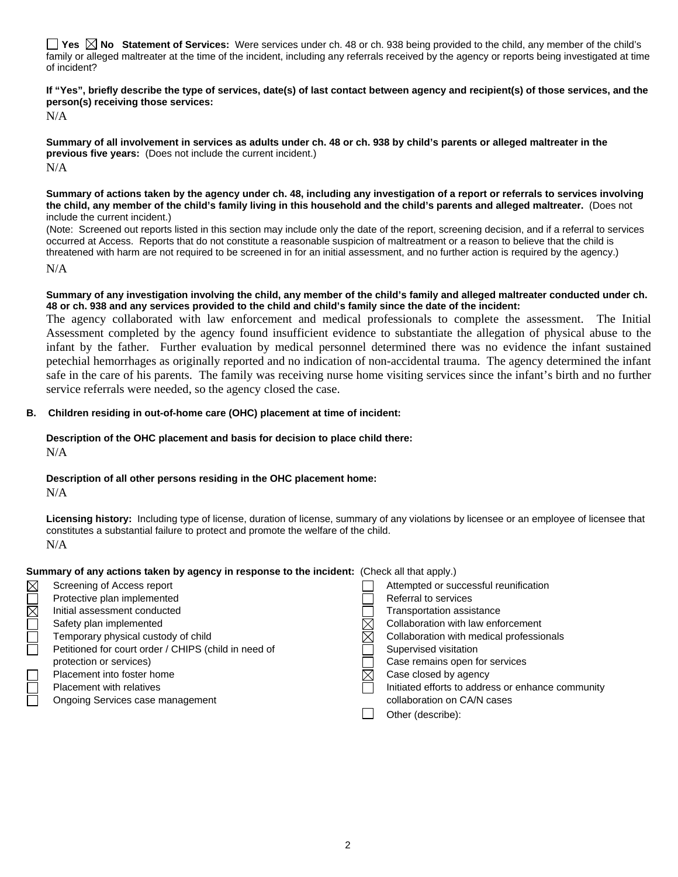☐ Yes ☒ No **Statement of Services:** Were services under ch. 48 or ch. 938 being provided to the child, any member of the child's family or alleged maltreater at the time of the incident, including any referrals received by the agency or reports being investigated at time of incident?

**If "Yes", briefly describe the type of services, date(s) of last contact between agency and recipient(s) of those services, and the person(s) receiving those services:**

N/A

**Summary of all involvement in services as adults under ch. 48 or ch. 938 by child's parents or alleged maltreater in the previous five years:** (Does not include the current incident.)

N/A

**Summary of actions taken by the agency under ch. 48, including any investigation of a report or referrals to services involving the child, any member of the child's family living in this household and the child's parents and alleged maltreater.** (Does not include the current incident.)

(Note: Screened out reports listed in this section may include only the date of the report, screening decision, and if a referral to services occurred at Access. Reports that do not constitute a reasonable suspicion of maltreatment or a reason to believe that the child is threatened with harm are not required to be screened in for an initial assessment, and no further action is required by the agency.)

N/A

**Summary of any investigation involving the child, any member of the child's family and alleged maltreater conducted under ch. 48 or ch. 938 and any services provided to the child and child's family since the date of the incident:**

The agency collaborated with law enforcement and medical professionals to complete the assessment. The Initial Assessment completed by the agency found insufficient evidence to substantiate the allegation of physical abuse to the infant by the father. Further evaluation by medical personnel determined there was no evidence the infant sustained petechial hemorrhages as originally reported and no indication of non-accidental trauma. The agency determined the infant safe in the care of his parents. The family was receiving nurse home visiting services since the infant's birth and no further service referrals were needed, so the agency closed the case.

**B. Children residing in out-of-home care (OHC) placement at time of incident:**

**Description of the OHC placement and basis for decision to place child there:**

N/A

**Description of all other persons residing in the OHC placement home:**

N/A

**Licensing history:** Including type of license, duration of license, summary of any violations by licensee or an employee of licensee that constitutes a substantial failure to protect and promote the welfare of the child.

N/A

**Summary of any actions taken by agency in response to the incident:** (Check all that apply.)

- ☒ Screening of Access report
- ☐ Protective plan implemented
- ☒ Initial assessment conducted
- ☐ Safety plan implemented
- ☐ Temporary physical custody of child
- ☐ Petitioned for court order / CHIPS (child in need of protection or services)
- ☐ Placement into foster home
- ☐ Placement with relatives
- ☐ Ongoing Services case management
- ☐ Attempted or successful reunification
- ☐ Referral to services
- ☐ Transportation assistance
- ☒ Collaboration with law enforcement
- ☒ Collaboration with medical professionals
- ☐ Supervised visitation
- ☐ Case remains open for services
- ☒ Case closed by agency
- ☐ Initiated efforts to address or enhance community collaboration on CA/N cases
- ☐ Other (describe):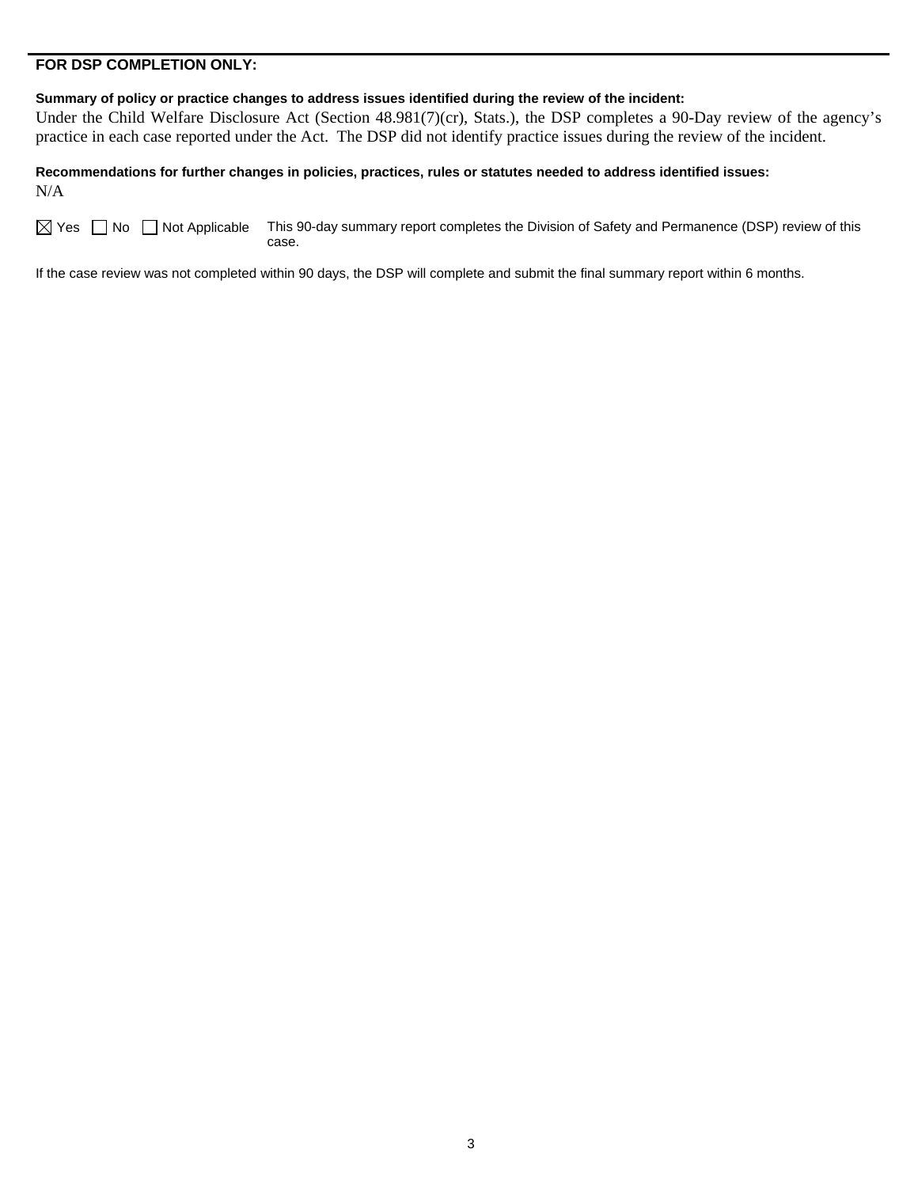**FOR DSP COMPLETION ONLY:**

**Summary of policy or practice changes to address issues identified during the review of the incident:**

Under the Child Welfare Disclosure Act (Section 48.981(7)(cr), Stats.), the DSP completes a 90-Day review of the agency's practice in each case reported under the Act. The DSP did not identify practice issues during the review of the incident.

**Recommendations for further changes in policies, practices, rules or statutes needed to address identified issues:**

N/A

☒ Yes ☐ No ☐ Not Applicable This 90-day summary report completes the Division of Safety and Permanence (DSP) review of this case.

If the case review was not completed within 90 days, the DSP will complete and submit the final summary report within 6 months.